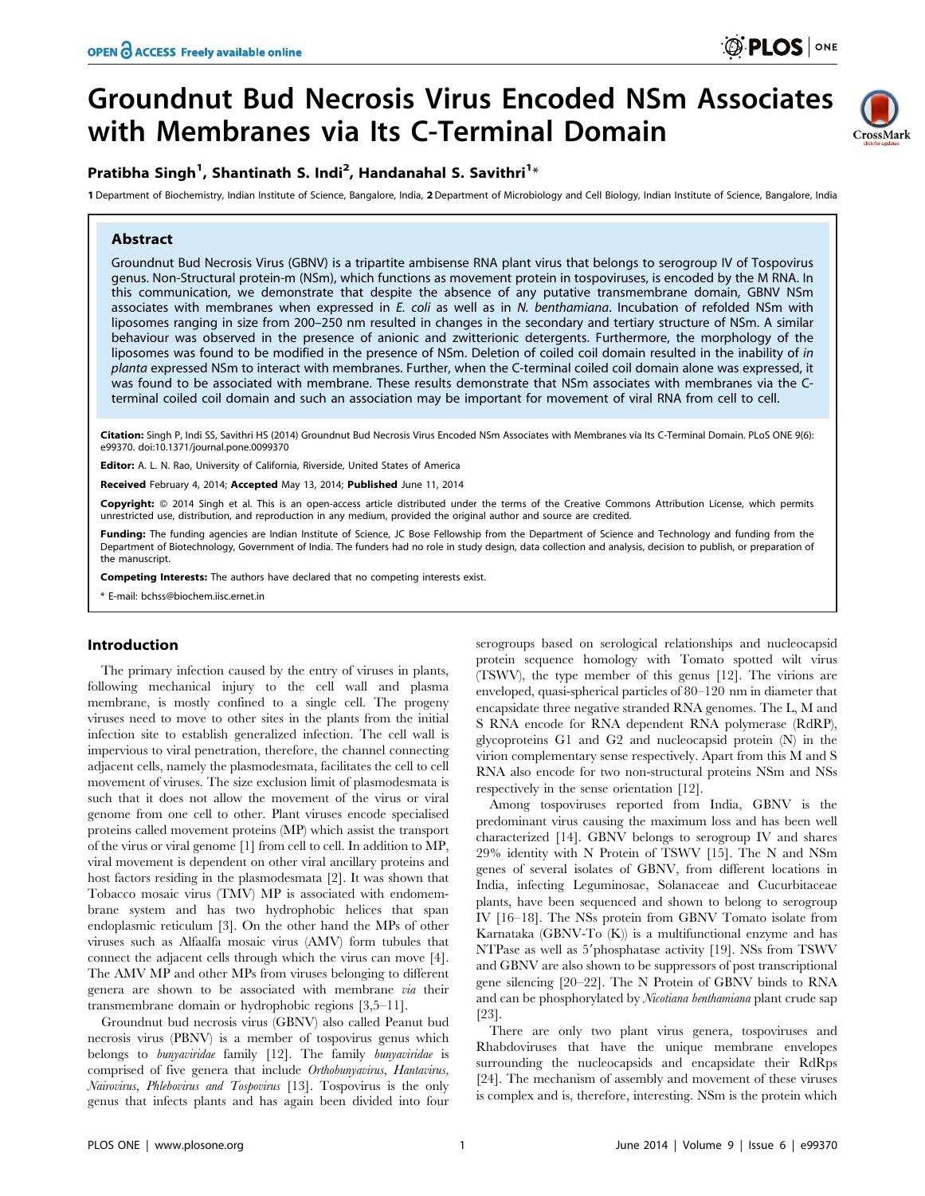# Groundnut Bud Necrosis Virus Encoded NSm Associates with Membranes via Its C-Terminal Domain

**Pratibha Singh**[1], **Shantinath S. Indi**[2], **Handanahal S. Savithri**[1]*

1 Department of Biochemistry, Indian Institute of Science, Bangalore, India, 2 Department of Microbiology and Cell Biology, Indian Institute of Science, Bangalore, India

## Abstract

Groundnut Bud Necrosis Virus (GBNV) is a tripartite ambisense RNA plant virus that belongs to serogroup IV of Tospovirus genus. Non-Structural protein-m (NSm), which functions as movement protein in tospoviruses, is encoded by the M RNA. In this communication, we demonstrate that despite the absence of any putative transmembrane domain, GBNV NSm associates with membranes when expressed in *E. coli* as well as in *N. benthamiana*. Incubation of refolded NSm with liposomes ranging in size from 200–250 nm resulted in changes in the secondary and tertiary structure of NSm. A similar behaviour was observed in the presence of anionic and zwitterionic detergents. Furthermore, the morphology of the liposomes was found to be modified in the presence of NSm. Deletion of coiled coil domain resulted in the inability of *in planta* expressed NSm to interact with membranes. Further, when the C-terminal coiled coil domain alone was expressed, it was found to be associated with membrane. These results demonstrate that NSm associates with membranes via the C-terminal coiled coil domain and such an association may be important for movement of viral RNA from cell to cell.

**Citation:** Singh P, Indi SS, Savithri HS (2014) Groundnut Bud Necrosis Virus Encoded NSm Associates with Membranes via Its C-Terminal Domain. PLoS ONE 9(6): e99370. doi:10.1371/journal.pone.0099370

**Editor:** A. L. N. Rao, University of California, Riverside, United States of America

**Received** February 4, 2014; **Accepted** May 13, 2014; **Published** June 11, 2014

**Copyright:** © 2014 Singh et al. This is an open-access article distributed under the terms of the Creative Commons Attribution License, which permits unrestricted use, distribution, and reproduction in any medium, provided the original author and source are credited.

**Funding:** The funding agencies are Indian Institute of Science, JC Bose Fellowship from the Department of Science and Technology and funding from the Department of Biotechnology, Government of India. The funders had no role in study design, data collection and analysis, decision to publish, or preparation of the manuscript.

**Competing Interests:** The authors have declared that no competing interests exist.

* E-mail: bchss@biochem.iisc.ernet.in

## Introduction

The primary infection caused by the entry of viruses in plants, following mechanical injury to the cell wall and plasma membrane, is mostly confined to a single cell. The progeny viruses need to move to other sites in the plants from the initial infection site to establish generalized infection. The cell wall is impervious to viral penetration, therefore, the channel connecting adjacent cells, namely the plasmodesmata, facilitates the cell to cell movement of viruses. The size exclusion limit of plasmodesmata is such that it does not allow the movement of the virus or viral genome from one cell to other. Plant viruses encode specialised proteins called movement proteins (MP) which assist the transport of the virus or viral genome [1] from cell to cell. In addition to MP, viral movement is dependent on other viral ancillary proteins and host factors residing in the plasmodesmata [2]. It was shown that Tobacco mosaic virus (TMV) MP is associated with endomembrane system and has two hydrophobic helices that span endoplasmic reticulum [3]. On the other hand the MPs of other viruses such as Alfaalfa mosaic virus (AMV) form tubules that connect the adjacent cells through which the virus can move [4]. The AMV MP and other MPs from viruses belonging to different genera are shown to be associated with membrane *via* their transmembrane domain or hydrophobic regions [3,5–11].

Groundnut bud necrosis virus (GBNV) also called Peanut bud necrosis virus (PBNV) is a member of tospovirus genus which belongs to *bunyaviridae* family [12]. The family *bunyaviridae* is comprised of five genera that include *Orthobunyavirus, Hantavirus, Nairovirus, Phlebovirus and Tospovirus* [13]. Tospovirus is the only genus that infects plants and has again been divided into four serogroups based on serological relationships and nucleocapsid protein sequence homology with Tomato spotted wilt virus (TSWV), the type member of this genus [12]. The virions are enveloped, quasi-spherical particles of 80–120 nm in diameter that encapsidate three negative stranded RNA genomes. The L, M and S RNA encode for RNA dependent RNA polymerase (RdRP), glycoproteins G1 and G2 and nucleocapsid protein (N) in the virion complementary sense respectively. Apart from this M and S RNA also encode for two non-structural proteins NSm and NSs respectively in the sense orientation [12].

Among tospoviruses reported from India, GBNV is the predominant virus causing the maximum loss and has been well characterized [14]. GBNV belongs to serogroup IV and shares 29% identity with N Protein of TSWV [15]. The N and NSm genes of several isolates of GBNV, from different locations in India, infecting Leguminosae, Solanaceae and Cucurbitaceae plants, have been sequenced and shown to belong to serogroup IV [16–18]. The NSs protein from GBNV Tomato isolate from Karnataka (GBNV-To (K)) is a multifunctional enzyme and has NTPase as well as 5′phosphatase activity [19]. NSs from TSWV and GBNV are also shown to be suppressors of post transcriptional gene silencing [20–22]. The N Protein of GBNV binds to RNA and can be phosphorylated by *Nicotiana benthamiana* plant crude sap [23].

There are only two plant virus genera, tospoviruses and Rhabdoviruses that have the unique membrane envelopes surrounding the nucleocapsids and encapsidate their RdRps [24]. The mechanism of assembly and movement of these viruses is complex and is, therefore, interesting. NSm is the protein which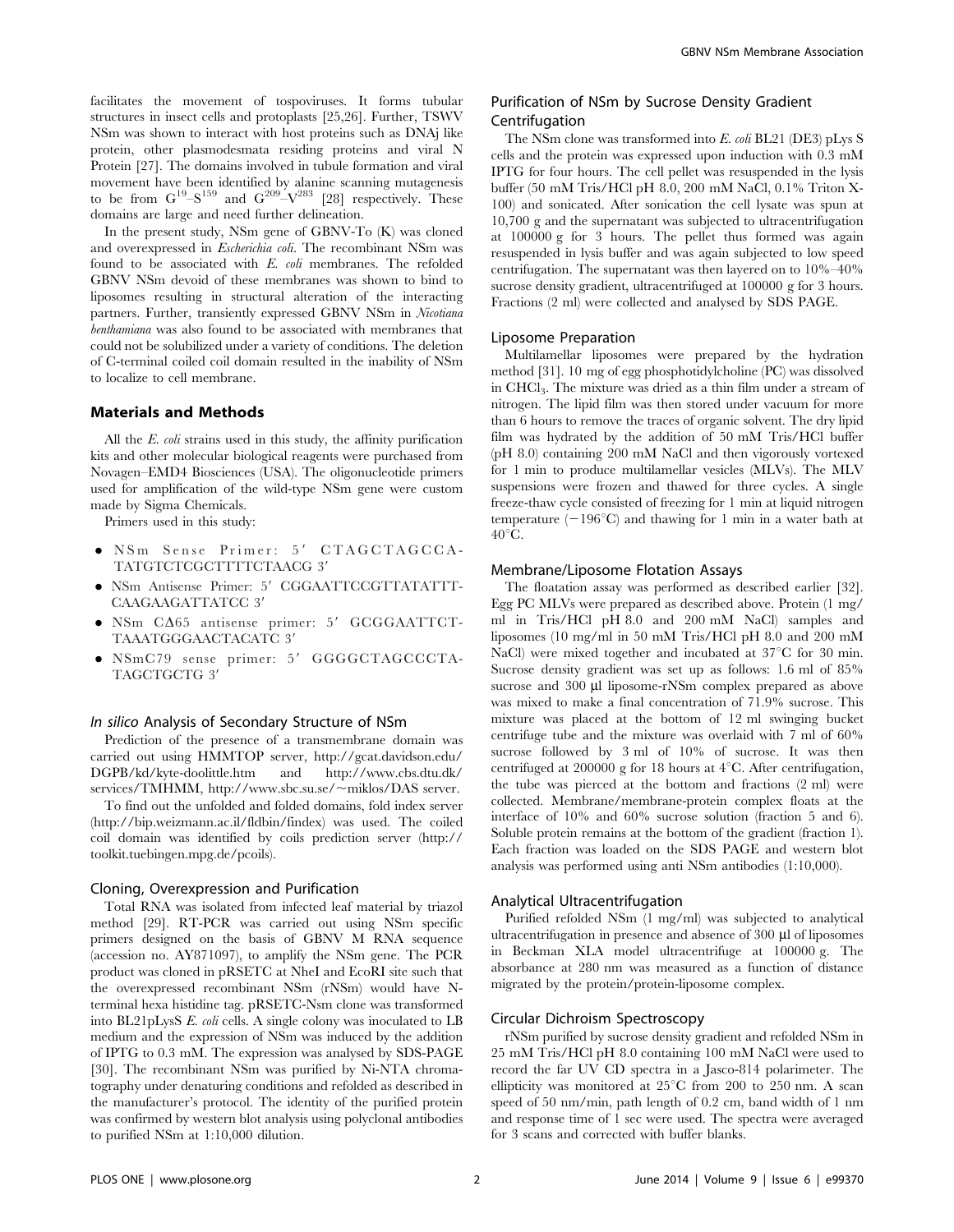facilitates the movement of tospoviruses. It forms tubular structures in insect cells and protoplasts [25,26]. Further, TSWV NSm was shown to interact with host proteins such as DNAj like protein, other plasmodesmata residing proteins and viral N Protein [27]. The domains involved in tubule formation and viral movement have been identified by alanine scanning mutagenesis to be from $G^{19}$–$S^{159}$ and $G^{209}$–$V^{283}$ [28] respectively. These domains are large and need further delineation.

In the present study, NSm gene of GBNV-To (K) was cloned and overexpressed in *Escherichia coli*. The recombinant NSm was found to be associated with *E. coli* membranes. The refolded GBNV NSm devoid of these membranes was shown to bind to liposomes resulting in structural alteration of the interacting partners. Further, transiently expressed GBNV NSm in *Nicotiana benthamiana* was also found to be associated with membranes that could not be solubilized under a variety of conditions. The deletion of C-terminal coiled coil domain resulted in the inability of NSm to localize to cell membrane.

## Materials and Methods

All the *E. coli* strains used in this study, the affinity purification kits and other molecular biological reagents were purchased from Novagen–EMD4 Biosciences (USA). The oligonucleotide primers used for amplification of the wild-type NSm gene were custom made by Sigma Chemicals.

Primers used in this study:

- NSm Sense Primer: 5′ CTAGCTAGCCA-TATGTCTCGCTTTTCTAACG 3′
- NSm Antisense Primer: 5′ CGGAATTCCGTTATATTT-CAAGAAGATTATCC 3′
- NSm CΔ65 antisense primer: 5′ GCGGAATTCT-TAAATGGGAACTACATC 3′
- NSmC79 sense primer: 5′ GGGGCTAGCCCTA-TAGCTGCTG 3′

### *In silico* Analysis of Secondary Structure of NSm

Prediction of the presence of a transmembrane domain was carried out using HMMTOP server, http://gcat.davidson.edu/DGPB/kd/kyte-doolittle.htm and http://www.cbs.dtu.dk/services/TMHMM, http://www.sbc.su.se/~miklos/DAS server.

To find out the unfolded and folded domains, fold index server (http://bip.weizmann.ac.il/fldbin/findex) was used. The coiled coil domain was identified by coils prediction server (http://toolkit.tuebingen.mpg.de/pcoils).

### Cloning, Overexpression and Purification

Total RNA was isolated from infected leaf material by triazol method [29]. RT-PCR was carried out using NSm specific primers designed on the basis of GBNV M RNA sequence (accession no. AY871097), to amplify the NSm gene. The PCR product was cloned in pRSETC at NheI and EcoRI site such that the overexpressed recombinant NSm (rNSm) would have N-terminal hexa histidine tag. pRSETC-Nsm clone was transformed into BL21pLysS *E. coli* cells. A single colony was inoculated to LB medium and the expression of NSm was induced by the addition of IPTG to 0.3 mM. The expression was analysed by SDS-PAGE [30]. The recombinant NSm was purified by Ni-NTA chromatography under denaturing conditions and refolded as described in the manufacturer's protocol. The identity of the purified protein was confirmed by western blot analysis using polyclonal antibodies to purified NSm at 1:10,000 dilution.

### Purification of NSm by Sucrose Density Gradient Centrifugation

The NSm clone was transformed into *E. coli* BL21 (DE3) pLys S cells and the protein was expressed upon induction with 0.3 mM IPTG for four hours. The cell pellet was resuspended in the lysis buffer (50 mM Tris/HCl pH 8.0, 200 mM NaCl, 0.1% Triton X-100) and sonicated. After sonication the cell lysate was spun at 10,700 g and the supernatant was subjected to ultracentrifugation at 100000 g for 3 hours. The pellet thus formed was again resuspended in lysis buffer and was again subjected to low speed centrifugation. The supernatant was then layered on to 10%–40% sucrose density gradient, ultracentrifuged at 100000 g for 3 hours. Fractions (2 ml) were collected and analysed by SDS PAGE.

### Liposome Preparation

Multilamellar liposomes were prepared by the hydration method [31]. 10 mg of egg phosphotidylcholine (PC) was dissolved in $CHCl_3$. The mixture was dried as a thin film under a stream of nitrogen. The lipid film was then stored under vacuum for more than 6 hours to remove the traces of organic solvent. The dry lipid film was hydrated by the addition of 50 mM Tris/HCl buffer (pH 8.0) containing 200 mM NaCl and then vigorously vortexed for 1 min to produce multilamellar vesicles (MLVs). The MLV suspensions were frozen and thawed for three cycles. A single freeze-thaw cycle consisted of freezing for 1 min at liquid nitrogen temperature (−196°C) and thawing for 1 min in a water bath at 40°C.

### Membrane/Liposome Flotation Assays

The floatation assay was performed as described earlier [32]. Egg PC MLVs were prepared as described above. Protein (1 mg/ml in Tris/HCl pH 8.0 and 200 mM NaCl) samples and liposomes (10 mg/ml in 50 mM Tris/HCl pH 8.0 and 200 mM NaCl) were mixed together and incubated at 37°C for 30 min. Sucrose density gradient was set up as follows: 1.6 ml of 85% sucrose and 300 µl liposome-rNSm complex prepared as above was mixed to make a final concentration of 71.9% sucrose. This mixture was placed at the bottom of 12 ml swinging bucket centrifuge tube and the mixture was overlaid with 7 ml of 60% sucrose followed by 3 ml of 10% of sucrose. It was then centrifuged at 200000 g for 18 hours at 4°C. After centrifugation, the tube was pierced at the bottom and fractions (2 ml) were collected. Membrane/membrane-protein complex floats at the interface of 10% and 60% sucrose solution (fraction 5 and 6). Soluble protein remains at the bottom of the gradient (fraction 1). Each fraction was loaded on the SDS PAGE and western blot analysis was performed using anti NSm antibodies (1:10,000).

### Analytical Ultracentrifugation

Purified refolded NSm (1 mg/ml) was subjected to analytical ultracentrifugation in presence and absence of 300 µl of liposomes in Beckman XLA model ultracentrifuge at 100000 g. The absorbance at 280 nm was measured as a function of distance migrated by the protein/protein-liposome complex.

### Circular Dichroism Spectroscopy

rNSm purified by sucrose density gradient and refolded NSm in 25 mM Tris/HCl pH 8.0 containing 100 mM NaCl were used to record the far UV CD spectra in a Jasco-814 polarimeter. The ellipticity was monitored at 25°C from 200 to 250 nm. A scan speed of 50 nm/min, path length of 0.2 cm, band width of 1 nm and response time of 1 sec were used. The spectra were averaged for 3 scans and corrected with buffer blanks.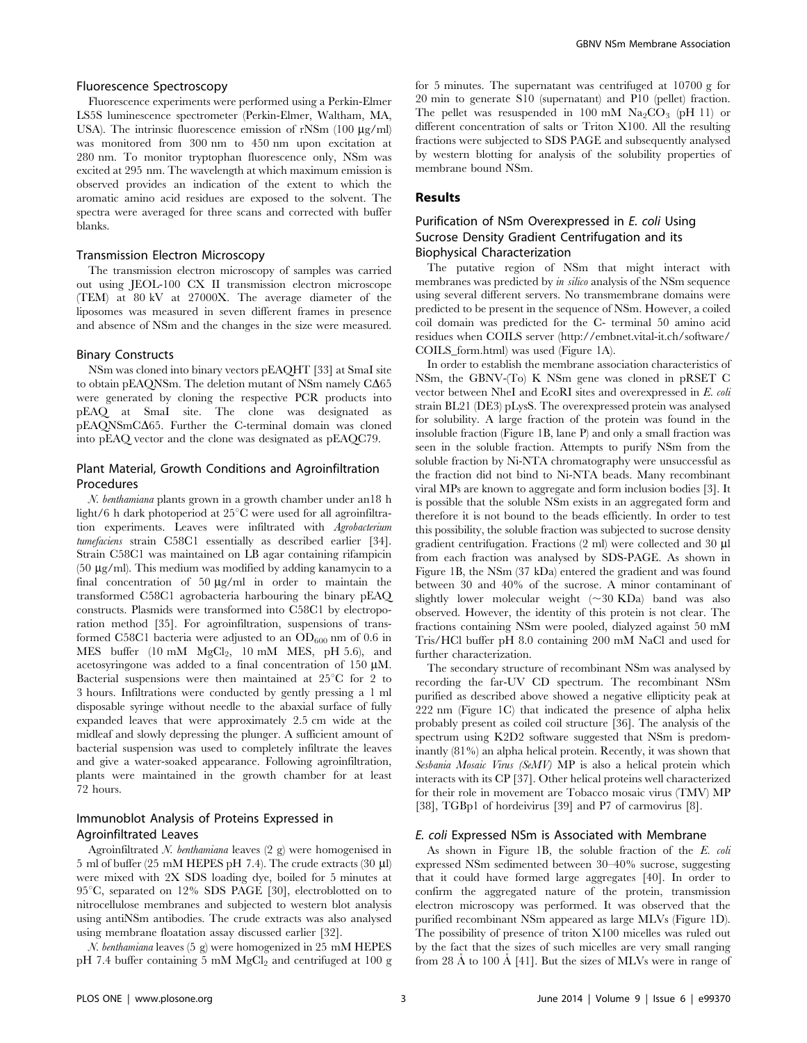### Fluorescence Spectroscopy

Fluorescence experiments were performed using a Perkin-Elmer LS5S luminescence spectrometer (Perkin-Elmer, Waltham, MA, USA). The intrinsic fluorescence emission of rNSm (100 μg/ml) was monitored from 300 nm to 450 nm upon excitation at 280 nm. To monitor tryptophan fluorescence only, NSm was excited at 295 nm. The wavelength at which maximum emission is observed provides an indication of the extent to which the aromatic amino acid residues are exposed to the solvent. The spectra were averaged for three scans and corrected with buffer blanks.

### Transmission Electron Microscopy

The transmission electron microscopy of samples was carried out using JEOL-100 CX II transmission electron microscope (TEM) at 80 kV at 27000X. The average diameter of the liposomes was measured in seven different frames in presence and absence of NSm and the changes in the size were measured.

### Binary Constructs

NSm was cloned into binary vectors pEAQHT [33] at SmaI site to obtain pEAQNSm. The deletion mutant of NSm namely CΔ65 were generated by cloning the respective PCR products into pEAQ at SmaI site. The clone was designated as pEAQNSmCΔ65. Further the C-terminal domain was cloned into pEAQ vector and the clone was designated as pEAQC79.

### Plant Material, Growth Conditions and Agroinfiltration Procedures

*N. benthamiana* plants grown in a growth chamber under an18 h light/6 h dark photoperiod at 25°C were used for all agroinfiltration experiments. Leaves were infiltrated with *Agrobacterium tumefaciens* strain C58C1 essentially as described earlier [34]. Strain C58C1 was maintained on LB agar containing rifampicin (50 μg/ml). This medium was modified by adding kanamycin to a final concentration of 50 μg/ml in order to maintain the transformed C58C1 agrobacteria harbouring the binary pEAQ constructs. Plasmids were transformed into C58C1 by electroporation method [35]. For agroinfiltration, suspensions of transformed C58C1 bacteria were adjusted to an $OD_{600}$ nm of 0.6 in MES buffer (10 mM $MgCl_2$, 10 mM MES, pH 5.6), and acetosyringone was added to a final concentration of 150 μM. Bacterial suspensions were then maintained at 25°C for 2 to 3 hours. Infiltrations were conducted by gently pressing a 1 ml disposable syringe without needle to the abaxial surface of fully expanded leaves that were approximately 2.5 cm wide at the midleaf and slowly depressing the plunger. A sufficient amount of bacterial suspension was used to completely infiltrate the leaves and give a water-soaked appearance. Following agroinfiltration, plants were maintained in the growth chamber for at least 72 hours.

### Immunoblot Analysis of Proteins Expressed in Agroinfiltrated Leaves

Agroinfiltrated *N. benthamiana* leaves (2 g) were homogenised in 5 ml of buffer (25 mM HEPES pH 7.4). The crude extracts (30 μl) were mixed with 2X SDS loading dye, boiled for 5 minutes at 95°C, separated on 12% SDS PAGE [30], electroblotted on to nitrocellulose membranes and subjected to western blot analysis using antiNSm antibodies. The crude extracts was also analysed using membrane floatation assay discussed earlier [32].

*N. benthamiana* leaves (5 g) were homogenized in 25 mM HEPES pH 7.4 buffer containing 5 mM $MgCl_2$ and centrifuged at 100 g for 5 minutes. The supernatant was centrifuged at 10700 g for 20 min to generate S10 (supernatant) and P10 (pellet) fraction. The pellet was resuspended in 100 mM $Na_2CO_3$ (pH 11) or different concentration of salts or Triton X100. All the resulting fractions were subjected to SDS PAGE and subsequently analysed by western blotting for analysis of the solubility properties of membrane bound NSm.

## Results

### Purification of NSm Overexpressed in *E. coli* Using Sucrose Density Gradient Centrifugation and its Biophysical Characterization

The putative region of NSm that might interact with membranes was predicted by *in silico* analysis of the NSm sequence using several different servers. No transmembrane domains were predicted to be present in the sequence of NSm. However, a coiled coil domain was predicted for the C- terminal 50 amino acid residues when COILS server (http://embnet.vital-it.ch/software/COILS_form.html) was used (Figure 1A).

In order to establish the membrane association characteristics of NSm, the GBNV-(To) K NSm gene was cloned in pRSET C vector between NheI and EcoRI sites and overexpressed in *E. coli* strain BL21 (DE3) pLysS. The overexpressed protein was analysed for solubility. A large fraction of the protein was found in the insoluble fraction (Figure 1B, lane P) and only a small fraction was seen in the soluble fraction. Attempts to purify NSm from the soluble fraction by Ni-NTA chromatography were unsuccessful as the fraction did not bind to Ni-NTA beads. Many recombinant viral MPs are known to aggregate and form inclusion bodies [3]. It is possible that the soluble NSm exists in an aggregated form and therefore it is not bound to the beads efficiently. In order to test this possibility, the soluble fraction was subjected to sucrose density gradient centrifugation. Fractions (2 ml) were collected and 30 μl from each fraction was analysed by SDS-PAGE. As shown in Figure 1B, the NSm (37 kDa) entered the gradient and was found between 30 and 40% of the sucrose. A minor contaminant of slightly lower molecular weight (~30 KDa) band was also observed. However, the identity of this protein is not clear. The fractions containing NSm were pooled, dialyzed against 50 mM Tris/HCl buffer pH 8.0 containing 200 mM NaCl and used for further characterization.

The secondary structure of recombinant NSm was analysed by recording the far-UV CD spectrum. The recombinant NSm purified as described above showed a negative ellipticity peak at 222 nm (Figure 1C) that indicated the presence of alpha helix probably present as coiled coil structure [36]. The analysis of the spectrum using K2D2 software suggested that NSm is predominantly (81%) an alpha helical protein. Recently, it was shown that *Sesbania Mosaic Virus (SeMV)* MP is also a helical protein which interacts with its CP [37]. Other helical proteins well characterized for their role in movement are Tobacco mosaic virus (TMV) MP [38], TGBp1 of hordeivirus [39] and P7 of carmovirus [8].

### *E. coli* Expressed NSm is Associated with Membrane

As shown in Figure 1B, the soluble fraction of the *E. coli* expressed NSm sedimented between 30–40% sucrose, suggesting that it could have formed large aggregates [40]. In order to confirm the aggregated nature of the protein, transmission electron microscopy was performed. It was observed that the purified recombinant NSm appeared as large MLVs (Figure 1D). The possibility of presence of triton X100 micelles was ruled out by the fact that the sizes of such micelles are very small ranging from 28 Å to 100 Å [41]. But the sizes of MLVs were in range of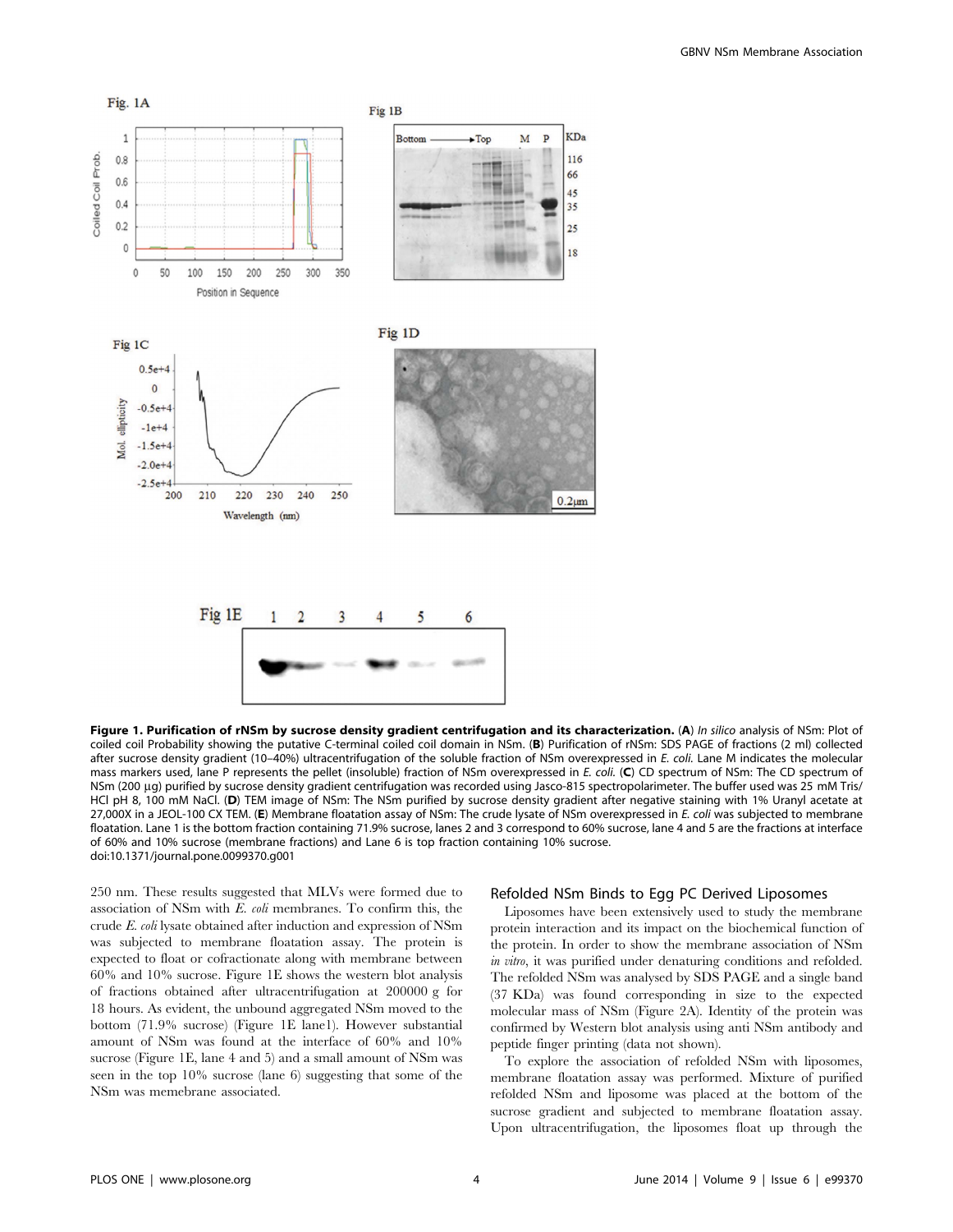Fig. 1A

Coiled Coil Prob.

1
0.8
0.6
0.4
0.2
0

0 50 100 150 200 250 300 350

Position in Sequence

Fig 1B

Bottom → Top M P KDa

116
66
45
35
25
18

Fig 1C

Mol. ellipticity

0.5e+4
0
-0.5e+4
-1e+4
-1.5e+4
-2.0e+4
-2.5e+4

200 210 220 230 240 250

Wavelength (nm)

Fig 1D

0.2μm

Fig 1E 1 2 3 4 5 6

**Figure 1. Purification of rNSm by sucrose density gradient centrifugation and its characterization.** (**A**) *In silico* analysis of NSm: Plot of coiled coil Probability showing the putative C-terminal coiled coil domain in NSm. (**B**) Purification of rNSm: SDS PAGE of fractions (2 ml) collected after sucrose density gradient (10–40%) ultracentrifugation of the soluble fraction of NSm overexpressed in *E. coli.* Lane M indicates the molecular mass markers used, lane P represents the pellet (insoluble) fraction of NSm overexpressed in *E. coli.* (**C**) CD spectrum of NSm: The CD spectrum of NSm (200 μg) purified by sucrose density gradient centrifugation was recorded using Jasco-815 spectropolarimeter. The buffer used was 25 mM Tris/HCl pH 8, 100 mM NaCl. (**D**) TEM image of NSm: The NSm purified by sucrose density gradient after negative staining with 1% Uranyl acetate at 27,000X in a JEOL-100 CX TEM. (**E**) Membrane floatation assay of NSm: The crude lysate of NSm overexpressed in *E. coli* was subjected to membrane floatation. Lane 1 is the bottom fraction containing 71.9% sucrose, lanes 2 and 3 correspond to 60% sucrose, lane 4 and 5 are the fractions at interface of 60% and 10% sucrose (membrane fractions) and Lane 6 is top fraction containing 10% sucrose.
doi:10.1371/journal.pone.0099370.g001

250 nm. These results suggested that MLVs were formed due to association of NSm with *E. coli* membranes. To confirm this, the crude *E. coli* lysate obtained after induction and expression of NSm was subjected to membrane floatation assay. The protein is expected to float or cofractionate along with membrane between 60% and 10% sucrose. Figure 1E shows the western blot analysis of fractions obtained after ultracentrifugation at 200000 g for 18 hours. As evident, the unbound aggregated NSm moved to the bottom (71.9% sucrose) (Figure 1E lane1). However substantial amount of NSm was found at the interface of 60% and 10% sucrose (Figure 1E, lane 4 and 5) and a small amount of NSm was seen in the top 10% sucrose (lane 6) suggesting that some of the NSm was memebrane associated.

## Refolded NSm Binds to Egg PC Derived Liposomes

Liposomes have been extensively used to study the membrane protein interaction and its impact on the biochemical function of the protein. In order to show the membrane association of NSm *in vitro*, it was purified under denaturing conditions and refolded. The refolded NSm was analysed by SDS PAGE and a single band (37 KDa) was found corresponding in size to the expected molecular mass of NSm (Figure 2A). Identity of the protein was confirmed by Western blot analysis using anti NSm antibody and peptide finger printing (data not shown).

To explore the association of refolded NSm with liposomes, membrane floatation assay was performed. Mixture of purified refolded NSm and liposome was placed at the bottom of the sucrose gradient and subjected to membrane floatation assay. Upon ultracentrifugation, the liposomes float up through the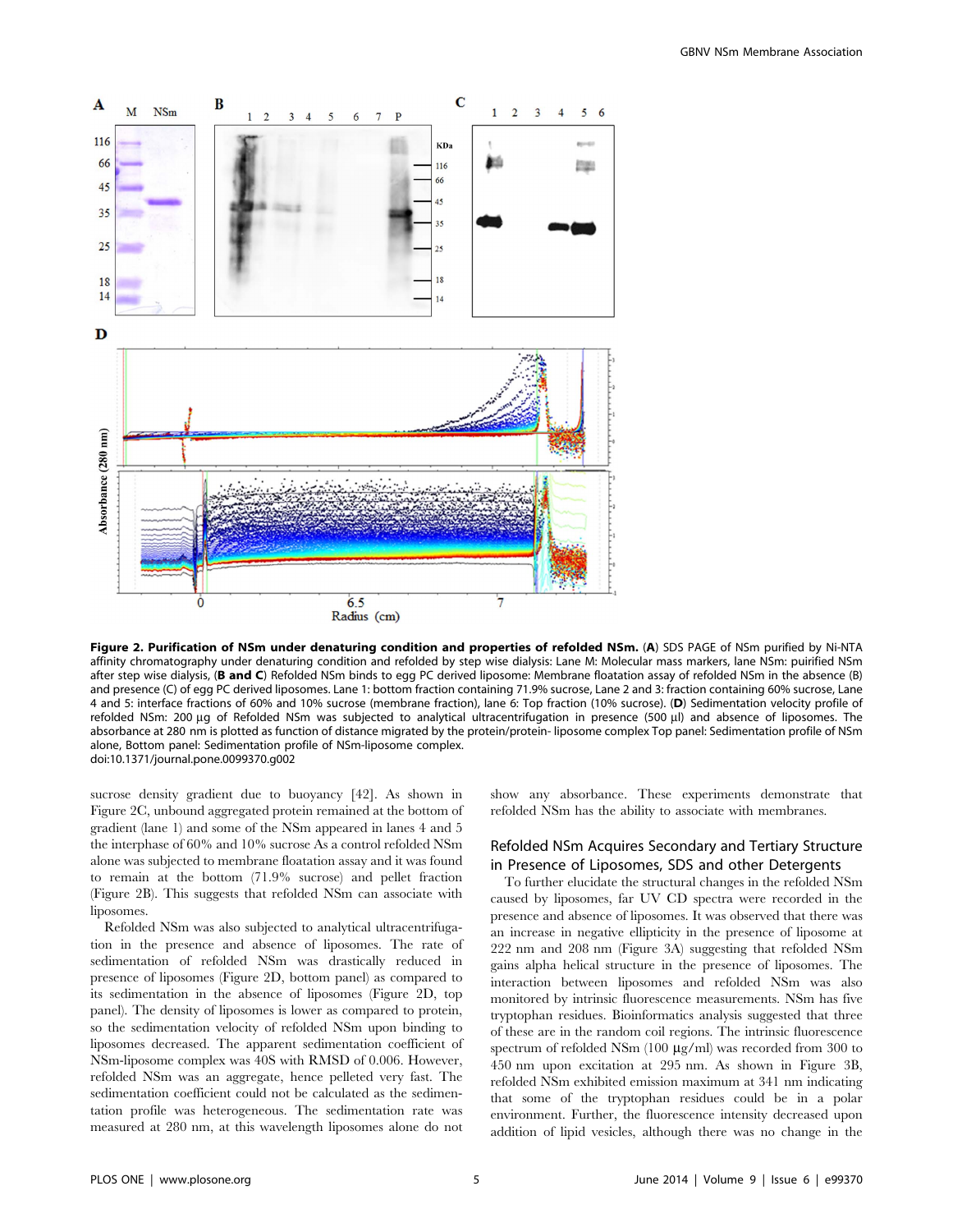A M NSm

116
66
45
35
25
18
14

B 1 2 3 4 5 6 7 P

KDa
116
66
45
35
25
18
14

C 1 2 3 4 5 6

D

Absorbance (280 nm)

6 6.5 7
Radius (cm)

**Figure 2. Purification of NSm under denaturing condition and properties of refolded NSm.** (**A**) SDS PAGE of NSm purified by Ni-NTA affinity chromatography under denaturing condition and refolded by step wise dialysis: Lane M: Molecular mass markers, lane NSm: puirified NSm after step wise dialysis, (**B and C**) Refolded NSm binds to egg PC derived liposome: Membrane floatation assay of refolded NSm in the absence (B) and presence (C) of egg PC derived liposomes. Lane 1: bottom fraction containing 71.9% sucrose, Lane 2 and 3: fraction containing 60% sucrose, Lane 4 and 5: interface fractions of 60% and 10% sucrose (membrane fraction), lane 6: Top fraction (10% sucrose). (**D**) Sedimentation velocity profile of refolded NSm: 200 µg of Refolded NSm was subjected to analytical ultracentrifugation in presence (500 µl) and absence of liposomes. The absorbance at 280 nm is plotted as function of distance migrated by the protein/protein- liposome complex Top panel: Sedimentation profile of NSm alone, Bottom panel: Sedimentation profile of NSm-liposome complex.
doi:10.1371/journal.pone.0099370.g002

sucrose density gradient due to buoyancy [42]. As shown in Figure 2C, unbound aggregated protein remained at the bottom of gradient (lane 1) and some of the NSm appeared in lanes 4 and 5 the interphase of 60% and 10% sucrose As a control refolded NSm alone was subjected to membrane floatation assay and it was found to remain at the bottom (71.9% sucrose) and pellet fraction (Figure 2B). This suggests that refolded NSm can associate with liposomes.

Refolded NSm was also subjected to analytical ultracentrifugation in the presence and absence of liposomes. The rate of sedimentation of refolded NSm was drastically reduced in presence of liposomes (Figure 2D, bottom panel) as compared to its sedimentation in the absence of liposomes (Figure 2D, top panel). The density of liposomes is lower as compared to protein, so the sedimentation velocity of refolded NSm upon binding to liposomes decreased. The apparent sedimentation coefficient of NSm-liposome complex was 40S with RMSD of 0.006. However, refolded NSm was an aggregate, hence pelleted very fast. The sedimentation coefficient could not be calculated as the sedimentation profile was heterogeneous. The sedimentation rate was measured at 280 nm, at this wavelength liposomes alone do not show any absorbance. These experiments demonstrate that refolded NSm has the ability to associate with membranes.

## Refolded NSm Acquires Secondary and Tertiary Structure in Presence of Liposomes, SDS and other Detergents

To further elucidate the structural changes in the refolded NSm caused by liposomes, far UV CD spectra were recorded in the presence and absence of liposomes. It was observed that there was an increase in negative ellipticity in the presence of liposome at 222 nm and 208 nm (Figure 3A) suggesting that refolded NSm gains alpha helical structure in the presence of liposomes. The interaction between liposomes and refolded NSm was also monitored by intrinsic fluorescence measurements. NSm has five tryptophan residues. Bioinformatics analysis suggested that three of these are in the random coil regions. The intrinsic fluorescence spectrum of refolded NSm (100 µg/ml) was recorded from 300 to 450 nm upon excitation at 295 nm. As shown in Figure 3B, refolded NSm exhibited emission maximum at 341 nm indicating that some of the tryptophan residues could be in a polar environment. Further, the fluorescence intensity decreased upon addition of lipid vesicles, although there was no change in the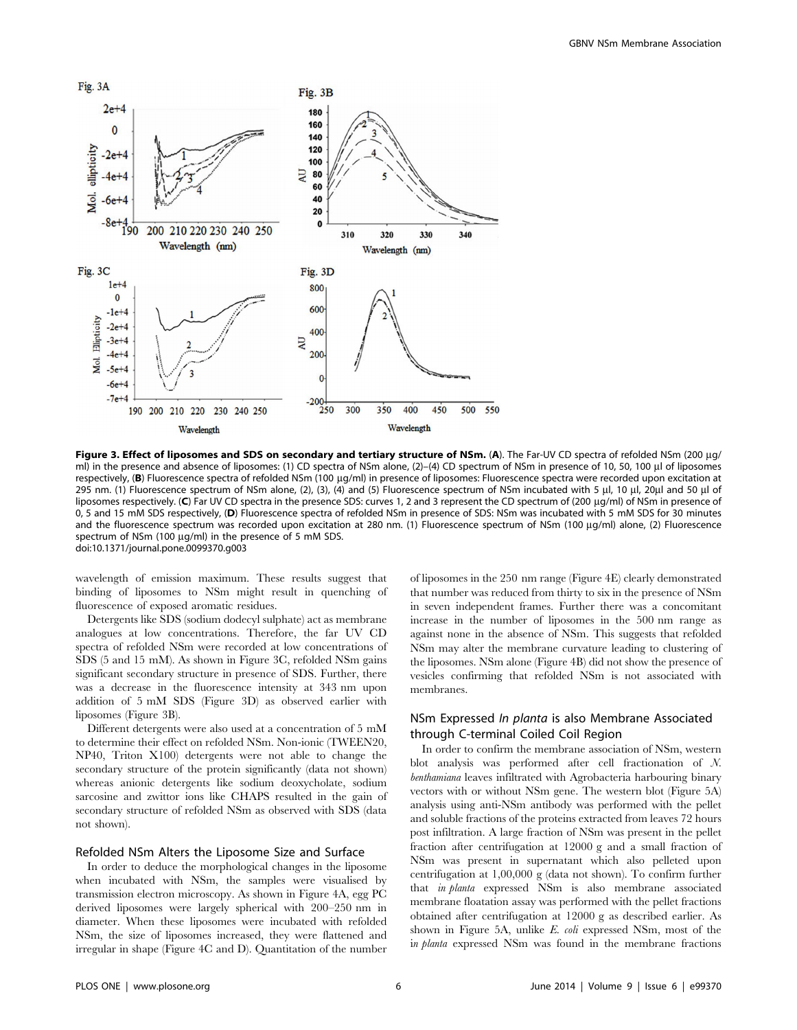Fig. 3A

2e+4
0
-2e+4
-4e+4
-6e+4
-8e+4
Mol. ellipticity
190 200 210 220 230 240 250
Wavelength (nm)
1
2
3
4

Fig. 3B

180
160
140
120
100
80
60
40
20
0
AU
310 320 330 340
Wavelength (nm)
1
2
3
4
5

Fig. 3C

1e+4
0
-1e+4
-2e+4
-3e+4
-4e+4
-5e+4
-6e+4
-7e+4
Mol. Ellipticity
190 200 210 220 230 240 250
Wavelength
1
2
3

Fig. 3D

800
600
400
200
0
-200
AU
250 300 350 400 450 500 550
Wavelength
1
2

**Figure 3. Effect of liposomes and SDS on secondary and tertiary structure of NSm.** (**A**). The Far-UV CD spectra of refolded NSm (200 µg/ml) in the presence and absence of liposomes: (1) CD spectra of NSm alone, (2)–(4) CD spectrum of NSm in presence of 10, 50, 100 µl of liposomes respectively, (**B**) Fluorescence spectra of refolded NSm (100 µg/ml) in presence of liposomes: Fluorescence spectra were recorded upon excitation at 295 nm. (1) Fluorescence spectrum of NSm alone, (2), (3), (4) and (5) Fluorescence spectrum of NSm incubated with 5 µl, 10 µl, 20µl and 50 µl of liposomes respectively. (**C**) Far UV CD spectra in the presence SDS: curves 1, 2 and 3 represent the CD spectrum of (200 µg/ml) of NSm in presence of 0, 5 and 15 mM SDS respectively, (**D**) Fluorescence spectra of refolded NSm in presence of SDS: NSm was incubated with 5 mM SDS for 30 minutes and the fluorescence spectrum was recorded upon excitation at 280 nm. (1) Fluorescence spectrum of NSm (100 µg/ml) alone, (2) Fluorescence spectrum of NSm (100 µg/ml) in the presence of 5 mM SDS.
doi:10.1371/journal.pone.0099370.g003

wavelength of emission maximum. These results suggest that binding of liposomes to NSm might result in quenching of fluorescence of exposed aromatic residues.

Detergents like SDS (sodium dodecyl sulphate) act as membrane analogues at low concentrations. Therefore, the far UV CD spectra of refolded NSm were recorded at low concentrations of SDS (5 and 15 mM). As shown in Figure 3C, refolded NSm gains significant secondary structure in presence of SDS. Further, there was a decrease in the fluorescence intensity at 343 nm upon addition of 5 mM SDS (Figure 3D) as observed earlier with liposomes (Figure 3B).

Different detergents were also used at a concentration of 5 mM to determine their effect on refolded NSm. Non-ionic (TWEEN20, NP40, Triton X100) detergents were not able to change the secondary structure of the protein significantly (data not shown) whereas anionic detergents like sodium deoxycholate, sodium sarcosine and zwittor ions like CHAPS resulted in the gain of secondary structure of refolded NSm as observed with SDS (data not shown).

## Refolded NSm Alters the Liposome Size and Surface

In order to deduce the morphological changes in the liposome when incubated with NSm, the samples were visualised by transmission electron microscopy. As shown in Figure 4A, egg PC derived liposomes were largely spherical with 200–250 nm in diameter. When these liposomes were incubated with refolded NSm, the size of liposomes increased, they were flattened and irregular in shape (Figure 4C and D). Quantitation of the number of liposomes in the 250 nm range (Figure 4E) clearly demonstrated that number was reduced from thirty to six in the presence of NSm in seven independent frames. Further there was a concomitant increase in the number of liposomes in the 500 nm range as against none in the absence of NSm. This suggests that refolded NSm may alter the membrane curvature leading to clustering of the liposomes. NSm alone (Figure 4B) did not show the presence of vesicles confirming that refolded NSm is not associated with membranes.

## NSm Expressed *In planta* is also Membrane Associated through C-terminal Coiled Coil Region

In order to confirm the membrane association of NSm, western blot analysis was performed after cell fractionation of *N. benthamiana* leaves infiltrated with Agrobacteria harbouring binary vectors with or without NSm gene. The western blot (Figure 5A) analysis using anti-NSm antibody was performed with the pellet and soluble fractions of the proteins extracted from leaves 72 hours post infiltration. A large fraction of NSm was present in the pellet fraction after centrifugation at 12000 g and a small fraction of NSm was present in supernatant which also pelleted upon centrifugation at 1,00,000 g (data not shown). To confirm further that *in planta* expressed NSm is also membrane associated membrane floatation assay was performed with the pellet fractions obtained after centrifugation at 12000 g as described earlier. As shown in Figure 5A, unlike *E. coli* expressed NSm, most of the *in planta* expressed NSm was found in the membrane fractions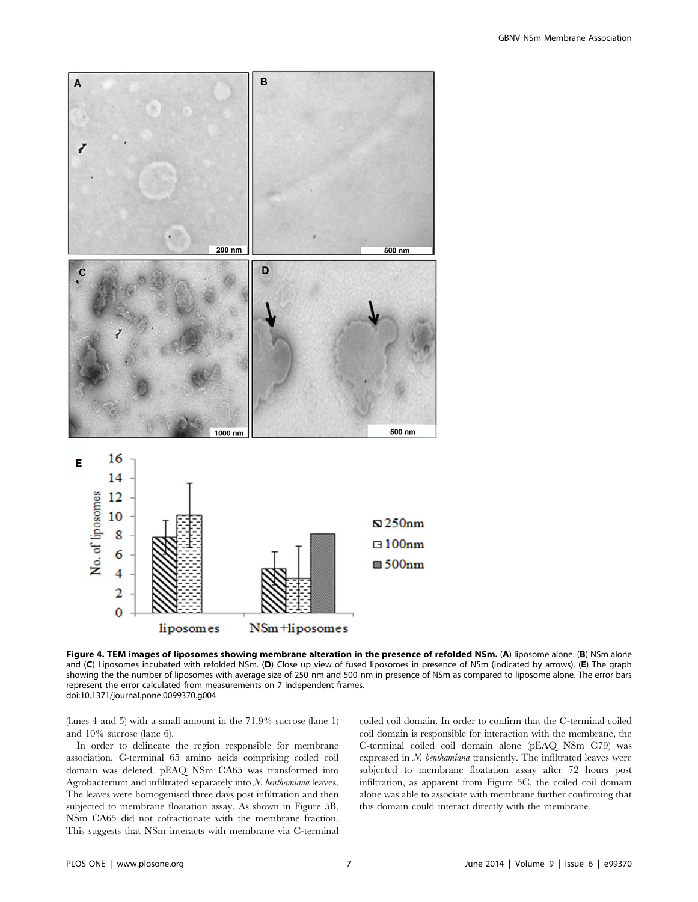A

200 nm

B

500 nm

C

1000 nm

D

500 nm

E

No. of liposomes

16
14
12
10
8
6
4
2
0

liposomes

NSm+liposomes

250nm
100nm
500nm

**Figure 4. TEM images of liposomes showing membrane alteration in the presence of refolded NSm.** (**A**) liposome alone. (**B**) NSm alone and (**C**) Liposomes incubated with refolded NSm. (**D**) Close up view of fused liposomes in presence of NSm (indicated by arrows). (**E**) The graph showing the the number of liposomes with average size of 250 nm and 500 nm in presence of NSm as compared to liposome alone. The error bars represent the error calculated from measurements on 7 independent frames.
doi:10.1371/journal.pone.0099370.g004

(lanes 4 and 5) with a small amount in the 71.9% sucrose (lane 1) and 10% sucrose (lane 6).

In order to delineate the region responsible for membrane association, C-terminal 65 amino acids comprising coiled coil domain was deleted. pEAQ NSm CΔ65 was transformed into Agrobacterium and infiltrated separately into *N. benthamiana* leaves. The leaves were homogenised three days post infiltration and then subjected to membrane floatation assay. As shown in Figure 5B, NSm CΔ65 did not cofractionate with the membrane fraction. This suggests that NSm interacts with membrane via C-terminal coiled coil domain. In order to confirm that the C-terminal coiled coil domain is responsible for interaction with the membrane, the C-terminal coiled coil domain alone (pEAQ NSm C79) was expressed in *N. benthamiana* transiently. The infiltrated leaves were subjected to membrane floatation assay after 72 hours post infiltration, as apparent from Figure 5C, the coiled coil domain alone was able to associate with membrane further confirming that this domain could interact directly with the membrane.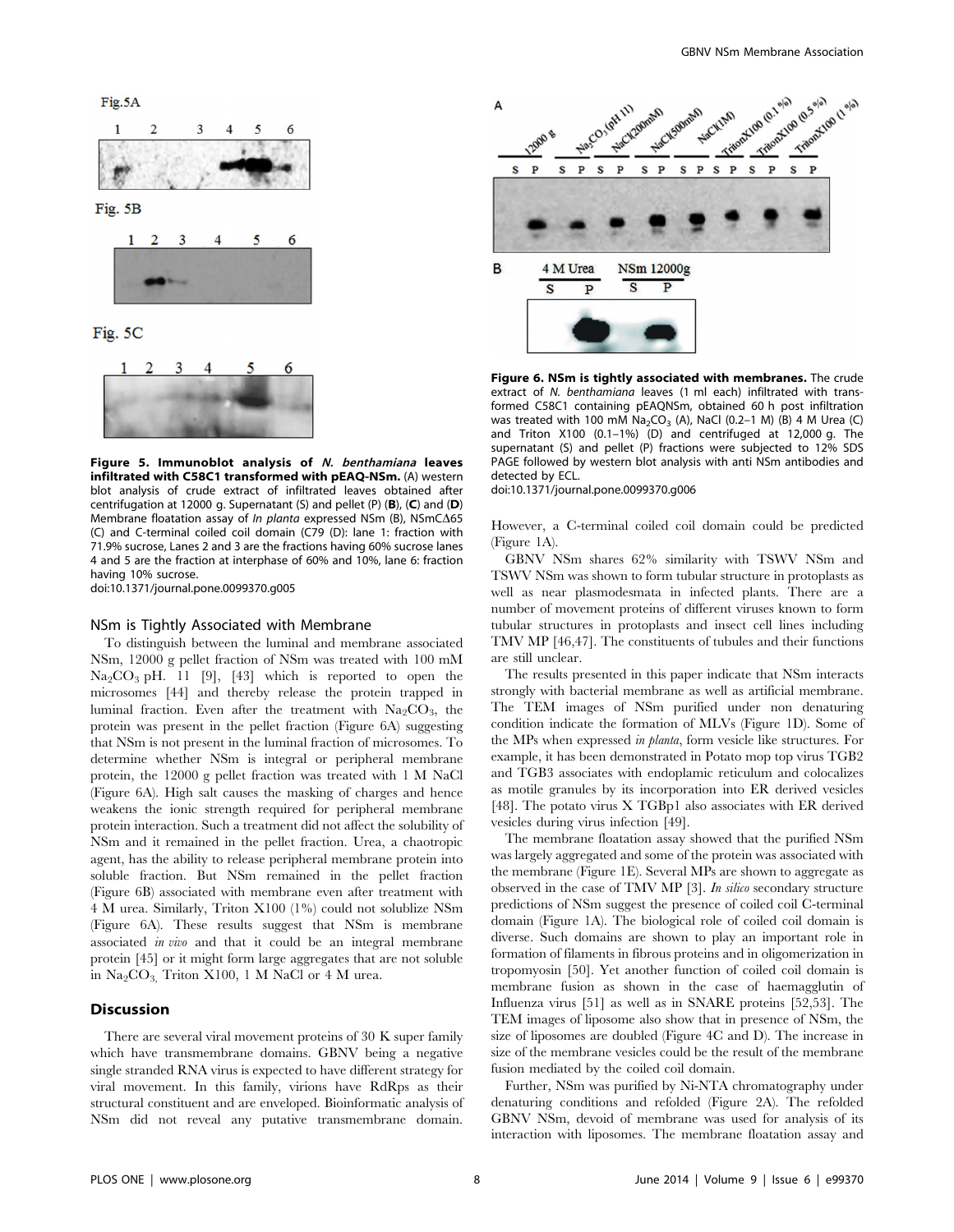Fig.5A

1 2 3 4 5 6

Fig. 5B

1 2 3 4 5 6

Fig. 5C

1 2 3 4 5 6

**Figure 5. Immunoblot analysis of *N. benthamiana* leaves infiltrated with C58C1 transformed with pEAQ-NSm.** (A) western blot analysis of crude extract of infiltrated leaves obtained after centrifugation at 12000 g. Supernatant (S) and pellet (P) (**B**), (**C**) and (**D**) Membrane floatation assay of *In planta* expressed NSm (B), NSmCΔ65 (C) and C-terminal coiled coil domain (C79 (D): lane 1: fraction with 71.9% sucrose, Lanes 2 and 3 are the fractions having 60% sucrose lanes 4 and 5 are the fraction at interphase of 60% and 10%, lane 6: fraction having 10% sucrose.
doi:10.1371/journal.pone.0099370.g005

A

12000 g Na2CO3 (pH 11) NaCl(200mM) NaCl(500mM) NaCl(1M) TritonX100 (0.1%) TritonX100 (0.5%) TritonX100 (1%)

S P S P S P S P S P S P S P S P

B

4 M Urea NSm 12000g

S P S P

**Figure 6. NSm is tightly associated with membranes.** The crude extract of *N. benthamiana* leaves (1 ml each) infiltrated with transformed C58C1 containing pEAQNSm, obtained 60 h post infiltration was treated with 100 mM $Na_2CO_3$ (A), NaCl (0.2–1 M) (B) 4 M Urea (C) and Triton X100 (0.1–1%) (D) and centrifuged at 12,000 g. The supernatant (S) and pellet (P) fractions were subjected to 12% SDS PAGE followed by western blot analysis with anti NSm antibodies and detected by ECL.
doi:10.1371/journal.pone.0099370.g006

### NSm is Tightly Associated with Membrane

To distinguish between the luminal and membrane associated NSm, 12000 g pellet fraction of NSm was treated with 100 mM $Na_2CO_3$ pH. 11 [9], [43] which is reported to open the microsomes [44] and thereby release the protein trapped in luminal fraction. Even after the treatment with $Na_2CO_3$, the protein was present in the pellet fraction (Figure 6A) suggesting that NSm is not present in the luminal fraction of microsomes. To determine whether NSm is integral or peripheral membrane protein, the 12000 g pellet fraction was treated with 1 M NaCl (Figure 6A). High salt causes the masking of charges and hence weakens the ionic strength required for peripheral membrane protein interaction. Such a treatment did not affect the solubility of NSm and it remained in the pellet fraction. Urea, a chaotropic agent, has the ability to release peripheral membrane protein into soluble fraction. But NSm remained in the pellet fraction (Figure 6B) associated with membrane even after treatment with 4 M urea. Similarly, Triton X100 (1%) could not solublize NSm (Figure 6A). These results suggest that NSm is membrane associated *in vivo* and that it could be an integral membrane protein [45] or it might form large aggregates that are not soluble in $Na_2CO_3$, Triton X100, 1 M NaCl or 4 M urea.

## Discussion

There are several viral movement proteins of 30 K super family which have transmembrane domains. GBNV being a negative single stranded RNA virus is expected to have different strategy for viral movement. In this family, virions have RdRps as their structural constituent and are enveloped. Bioinformatic analysis of NSm did not reveal any putative transmembrane domain. However, a C-terminal coiled coil domain could be predicted (Figure 1A).

GBNV NSm shares 62% similarity with TSWV NSm and TSWV NSm was shown to form tubular structure in protoplasts as well as near plasmodesmata in infected plants. There are a number of movement proteins of different viruses known to form tubular structures in protoplasts and insect cell lines including TMV MP [46,47]. The constituents of tubules and their functions are still unclear.

The results presented in this paper indicate that NSm interacts strongly with bacterial membrane as well as artificial membrane. The TEM images of NSm purified under non denaturing condition indicate the formation of MLVs (Figure 1D). Some of the MPs when expressed *in planta*, form vesicle like structures. For example, it has been demonstrated in Potato mop top virus TGB2 and TGB3 associates with endoplamic reticulum and colocalizes as motile granules by its incorporation into ER derived vesicles [48]. The potato virus X TGBp1 also associates with ER derived vesicles during virus infection [49].

The membrane floatation assay showed that the purified NSm was largely aggregated and some of the protein was associated with the membrane (Figure 1E). Several MPs are shown to aggregate as observed in the case of TMV MP [3]. *In silico* secondary structure predictions of NSm suggest the presence of coiled coil C-terminal domain (Figure 1A). The biological role of coiled coil domain is diverse. Such domains are shown to play an important role in formation of filaments in fibrous proteins and in oligomerization in tropomyosin [50]. Yet another function of coiled coil domain is membrane fusion as shown in the case of haemagglutin of Influenza virus [51] as well as in SNARE proteins [52,53]. The TEM images of liposome also show that in presence of NSm, the size of liposomes are doubled (Figure 4C and D). The increase in size of the membrane vesicles could be the result of the membrane fusion mediated by the coiled coil domain.

Further, NSm was purified by Ni-NTA chromatography under denaturing conditions and refolded (Figure 2A). The refolded GBNV NSm, devoid of membrane was used for analysis of its interaction with liposomes. The membrane floatation assay and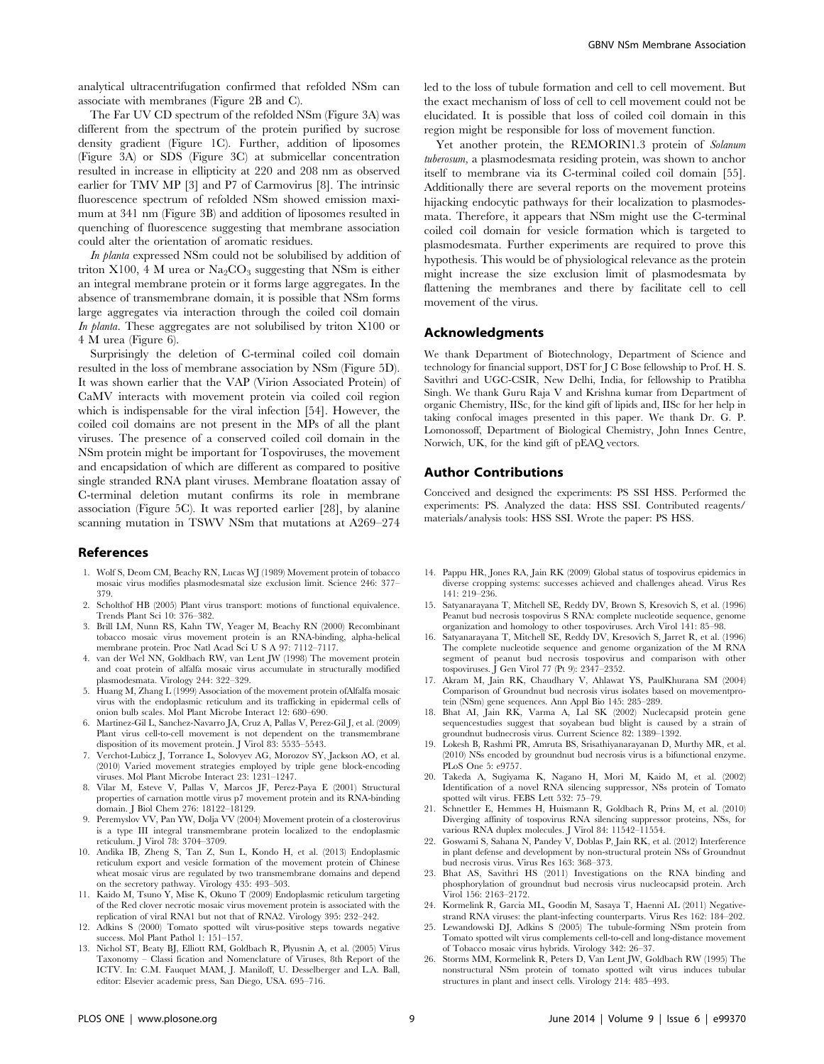analytical ultracentrifugation confirmed that refolded NSm can associate with membranes (Figure 2B and C).

The Far UV CD spectrum of the refolded NSm (Figure 3A) was different from the spectrum of the protein purified by sucrose density gradient (Figure 1C). Further, addition of liposomes (Figure 3A) or SDS (Figure 3C) at submicellar concentration resulted in increase in ellipticity at 220 and 208 nm as observed earlier for TMV MP [3] and P7 of Carmovirus [8]. The intrinsic fluorescence spectrum of refolded NSm showed emission maximum at 341 nm (Figure 3B) and addition of liposomes resulted in quenching of fluorescence suggesting that membrane association could alter the orientation of aromatic residues.

*In planta* expressed NSm could not be solubilised by addition of triton X100, 4 M urea or $Na_2CO_3$ suggesting that NSm is either an integral membrane protein or it forms large aggregates. In the absence of transmembrane domain, it is possible that NSm forms large aggregates via interaction through the coiled coil domain *In planta*. These aggregates are not solubilised by triton X100 or 4 M urea (Figure 6).

Surprisingly the deletion of C-terminal coiled coil domain resulted in the loss of membrane association by NSm (Figure 5D). It was shown earlier that the VAP (Virion Associated Protein) of CaMV interacts with movement protein via coiled coil region which is indispensable for the viral infection [54]. However, the coiled coil domains are not present in the MPs of all the plant viruses. The presence of a conserved coiled coil domain in the NSm protein might be important for Tospoviruses, the movement and encapsidation of which are different as compared to positive single stranded RNA plant viruses. Membrane floatation assay of C-terminal deletion mutant confirms its role in membrane association (Figure 5C). It was reported earlier [28], by alanine scanning mutation in TSWV NSm that mutations at A269–274 led to the loss of tubule formation and cell to cell movement. But the exact mechanism of loss of cell to cell movement could not be elucidated. It is possible that loss of coiled coil domain in this region might be responsible for loss of movement function.

Yet another protein, the REMORIN1.3 protein of *Solanum tuberosum*, a plasmodesmata residing protein, was shown to anchor itself to membrane via its C-terminal coiled coil domain [55]. Additionally there are several reports on the movement proteins hijacking endocytic pathways for their localization to plasmodesmata. Therefore, it appears that NSm might use the C-terminal coiled coil domain for vesicle formation which is targeted to plasmodesmata. Further experiments are required to prove this hypothesis. This would be of physiological relevance as the protein might increase the size exclusion limit of plasmodesmata by flattening the membranes and there by facilitate cell to cell movement of the virus.

## Acknowledgments

We thank Department of Biotechnology, Department of Science and technology for financial support, DST for J C Bose fellowship to Prof. H. S. Savithri and UGC-CSIR, New Delhi, India, for fellowship to Pratibha Singh. We thank Guru Raja V and Krishna kumar from Department of organic Chemistry, IISc, for the kind gift of lipids and, IISc for her help in taking confocal images presented in this paper. We thank Dr. G. P. Lomonossoff, Department of Biological Chemistry, John Innes Centre, Norwich, UK, for the kind gift of pEAQ vectors.

## Author Contributions

Conceived and designed the experiments: PS SSI HSS. Performed the experiments: PS. Analyzed the data: HSS SSI. Contributed reagents/materials/analysis tools: HSS SSI. Wrote the paper: PS HSS.

## References

1. Wolf S, Deom CM, Beachy RN, Lucas WJ (1989) Movement protein of tobacco mosaic virus modifies plasmodesmatal size exclusion limit. Science 246: 377–379.
2. Scholthof HB (2005) Plant virus transport: motions of functional equivalence. Trends Plant Sci 10: 376–382.
3. Brill LM, Nunn RS, Kahn TW, Yeager M, Beachy RN (2000) Recombinant tobacco mosaic virus movement protein is an RNA-binding, alpha-helical membrane protein. Proc Natl Acad Sci U S A 97: 7112–7117.
4. van der Wel NN, Goldbach RW, van Lent JW (1998) The movement protein and coat protein of alfalfa mosaic virus accumulate in structurally modified plasmodesmata. Virology 244: 322–329.
5. Huang M, Zhang L (1999) Association of the movement protein ofAlfalfa mosaic virus with the endoplasmic reticulum and its trafficking in epidermal cells of onion bulb scales. Mol Plant Microbe Interact 12: 680–690.
6. Martinez-Gil L, Sanchez-Navarro JA, Cruz A, Pallas V, Perez-Gil J, et al. (2009) Plant virus cell-to-cell movement is not dependent on the transmembrane disposition of its movement protein. J Virol 83: 5535–5543.
7. Verchot-Lubicz J, Torrance L, Solovyev AG, Morozov SY, Jackson AO, et al. (2010) Varied movement strategies employed by triple gene block-encoding viruses. Mol Plant Microbe Interact 23: 1231–1247.
8. Vilar M, Esteve V, Pallas V, Marcos JF, Perez-Paya E (2001) Structural properties of carnation mottle virus p7 movement protein and its RNA-binding domain. J Biol Chem 276: 18122–18129.
9. Peremyslov VV, Pan YW, Dolja VV (2004) Movement protein of a closterovirus is a type III integral transmembrane protein localized to the endoplasmic reticulum. J Virol 78: 3704–3709.
10. Andika IB, Zheng S, Tan Z, Sun L, Kondo H, et al. (2013) Endoplasmic reticulum export and vesicle formation of the movement protein of Chinese wheat mosaic virus are regulated by two transmembrane domains and depend on the secretory pathway. Virology 435: 493–503.
11. Kaido M, Tsuno Y, Mise K, Okuno T (2009) Endoplasmic reticulum targeting of the Red clover necrotic mosaic virus movement protein is associated with the replication of viral RNA1 but not that of RNA2. Virology 395: 232–242.
12. Adkins S (2000) Tomato spotted wilt virus-positive steps towards negative success. Mol Plant Pathol 1: 151–157.
13. Nichol ST, Beaty BJ, Elliott RM, Goldbach R, Plyusnin A, et al. (2005) Virus Taxonomy – Classi fication and Nomenclature of Viruses, 8th Report of the ICTV. In: C.M. Fauquet MAM, J. Maniloff, U. Desselberger and L.A. Ball, editor: Elsevier academic press, San Diego, USA. 695–716.
14. Pappu HR, Jones RA, Jain RK (2009) Global status of tospovirus epidemics in diverse cropping systems: successes achieved and challenges ahead. Virus Res 141: 219–236.
15. Satyanarayana T, Mitchell SE, Reddy DV, Brown S, Kresovich S, et al. (1996) Peanut bud necrosis tospovirus S RNA: complete nucleotide sequence, genome organization and homology to other tospoviruses. Arch Virol 141: 85–98.
16. Satyanarayana T, Mitchell SE, Reddy DV, Kresovich S, Jarret R, et al. (1996) The complete nucleotide sequence and genome organization of the M RNA segment of peanut bud necrosis tospovirus and comparison with other tospoviruses. J Gen Virol 77 (Pt 9): 2347–2352.
17. Akram M, Jain RK, Chaudhary V, Ahlawat YS, PaulKhurana SM (2004) Comparison of Groundnut bud necrosis virus isolates based on movementprotein (NSm) gene sequences. Ann Appl Bio 145: 285–289.
18. Bhat AI, Jain RK, Varma A, Lal SK (2002) Nuclecapsid protein gene sequencestudies suggest that soyabean bud blight is caused by a strain of groundnut budnecrosis virus. Current Science 82: 1389–1392.
19. Lokesh B, Rashmi PR, Amruta BS, Srisathiyanarayanan D, Murthy MR, et al. (2010) NSs encoded by groundnut bud necrosis virus is a bifunctional enzyme. PLoS One 5: e9757.
20. Takeda A, Sugiyama K, Nagano H, Mori M, Kaido M, et al. (2002) Identification of a novel RNA silencing suppressor, NSs protein of Tomato spotted wilt virus. FEBS Lett 532: 75–79.
21. Schnettler E, Hemmes H, Huismann R, Goldbach R, Prins M, et al. (2010) Diverging affinity of tospovirus RNA silencing suppressor proteins, NSs, for various RNA duplex molecules. J Virol 84: 11542–11554.
22. Goswami S, Sahana N, Pandey V, Doblas P, Jain RK, et al. (2012) Interference in plant defense and development by non-structural protein NSs of Groundnut bud necrosis virus. Virus Res 163: 368–373.
23. Bhat AS, Savithri HS (2011) Investigations on the RNA binding and phosphorylation of groundnut bud necrosis virus nucleocapsid protein. Arch Virol 156: 2163–2172.
24. Kormelink R, Garcia ML, Goodin M, Sasaya T, Haenni AL (2011) Negative-strand RNA viruses: the plant-infecting counterparts. Virus Res 162: 184–202.
25. Lewandowski DJ, Adkins S (2005) The tubule-forming NSm protein from Tomato spotted wilt virus complements cell-to-cell and long-distance movement of Tobacco mosaic virus hybrids. Virology 342: 26–37.
26. Storms MM, Kormelink R, Peters D, Van Lent JW, Goldbach RW (1995) The nonstructural NSm protein of tomato spotted wilt virus induces tubular structures in plant and insect cells. Virology 214: 485–493.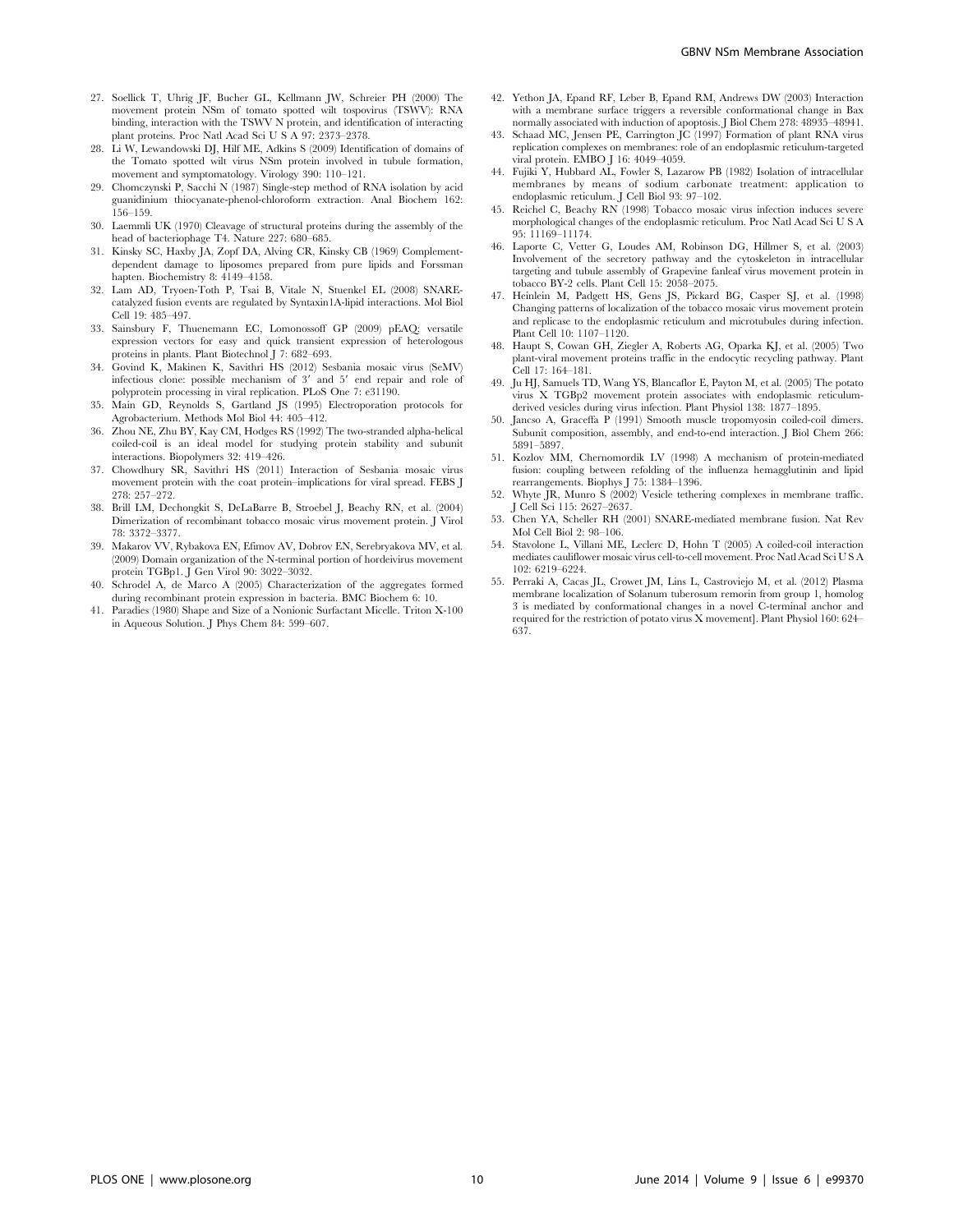27. Soellick T, Uhrig JF, Bucher GL, Kellmann JW, Schreier PH (2000) The movement protein NSm of tomato spotted wilt tospovirus (TSWV): RNA binding, interaction with the TSWV N protein, and identification of interacting plant proteins. Proc Natl Acad Sci U S A 97: 2373–2378.
28. Li W, Lewandowski DJ, Hilf ME, Adkins S (2009) Identification of domains of the Tomato spotted wilt virus NSm protein involved in tubule formation, movement and symptomatology. Virology 390: 110–121.
29. Chomczynski P, Sacchi N (1987) Single-step method of RNA isolation by acid guanidinium thiocyanate-phenol-chloroform extraction. Anal Biochem 162: 156–159.
30. Laemmli UK (1970) Cleavage of structural proteins during the assembly of the head of bacteriophage T4. Nature 227: 680–685.
31. Kinsky SC, Haxby JA, Zopf DA, Alving CR, Kinsky CB (1969) Complement-dependent damage to liposomes prepared from pure lipids and Forssman hapten. Biochemistry 8: 4149–4158.
32. Lam AD, Tryoen-Toth P, Tsai B, Vitale N, Stuenkel EL (2008) SNARE-catalyzed fusion events are regulated by Syntaxin1A-lipid interactions. Mol Biol Cell 19: 485–497.
33. Sainsbury F, Thuenemann EC, Lomonossoff GP (2009) pEAQ: versatile expression vectors for easy and quick transient expression of heterologous proteins in plants. Plant Biotechnol J 7: 682–693.
34. Govind K, Makinen K, Savithri HS (2012) Sesbania mosaic virus (SeMV) infectious clone: possible mechanism of 3′ and 5′ end repair and role of polyprotein processing in viral replication. PLoS One 7: e31190.
35. Main GD, Reynolds S, Gartland JS (1995) Electroporation protocols for Agrobacterium. Methods Mol Biol 44: 405–412.
36. Zhou NE, Zhu BY, Kay CM, Hodges RS (1992) The two-stranded alpha-helical coiled-coil is an ideal model for studying protein stability and subunit interactions. Biopolymers 32: 419–426.
37. Chowdhury SR, Savithri HS (2011) Interaction of Sesbania mosaic virus movement protein with the coat protein–implications for viral spread. FEBS J 278: 257–272.
38. Brill LM, Dechongkit S, DeLaBarre B, Stroebel J, Beachy RN, et al. (2004) Dimerization of recombinant tobacco mosaic virus movement protein. J Virol 78: 3372–3377.
39. Makarov VV, Rybakova EN, Efimov AV, Dobrov EN, Serebryakova MV, et al. (2009) Domain organization of the N-terminal portion of hordeivirus movement protein TGBp1. J Gen Virol 90: 3022–3032.
40. Schrodel A, de Marco A (2005) Characterization of the aggregates formed during recombinant protein expression in bacteria. BMC Biochem 6: 10.
41. Paradies (1980) Shape and Size of a Nonionic Surfactant Micelle. Triton X-100 in Aqueous Solution. J Phys Chem 84: 599–607.
42. Yethon JA, Epand RF, Leber B, Epand RM, Andrews DW (2003) Interaction with a membrane surface triggers a reversible conformational change in Bax normally associated with induction of apoptosis. J Biol Chem 278: 48935–48941.
43. Schaad MC, Jensen PE, Carrington JC (1997) Formation of plant RNA virus replication complexes on membranes: role of an endoplasmic reticulum-targeted viral protein. EMBO J 16: 4049–4059.
44. Fujiki Y, Hubbard AL, Fowler S, Lazarow PB (1982) Isolation of intracellular membranes by means of sodium carbonate treatment: application to endoplasmic reticulum. J Cell Biol 93: 97–102.
45. Reichel C, Beachy RN (1998) Tobacco mosaic virus infection induces severe morphological changes of the endoplasmic reticulum. Proc Natl Acad Sci U S A 95: 11169–11174.
46. Laporte C, Vetter G, Loudes AM, Robinson DG, Hillmer S, et al. (2003) Involvement of the secretory pathway and the cytoskeleton in intracellular targeting and tubule assembly of Grapevine fanleaf virus movement protein in tobacco BY-2 cells. Plant Cell 15: 2058–2075.
47. Heinlein M, Padgett HS, Gens JS, Pickard BG, Casper SJ, et al. (1998) Changing patterns of localization of the tobacco mosaic virus movement protein and replicase to the endoplasmic reticulum and microtubules during infection. Plant Cell 10: 1107–1120.
48. Haupt S, Cowan GH, Ziegler A, Roberts AG, Oparka KJ, et al. (2005) Two plant-viral movement proteins traffic in the endocytic recycling pathway. Plant Cell 17: 164–181.
49. Ju HJ, Samuels TD, Wang YS, Blancaflor E, Payton M, et al. (2005) The potato virus X TGBp2 movement protein associates with endoplasmic reticulum-derived vesicles during virus infection. Plant Physiol 138: 1877–1895.
50. Jancso A, Graceffa P (1991) Smooth muscle tropomyosin coiled-coil dimers. Subunit composition, assembly, and end-to-end interaction. J Biol Chem 266: 5891–5897.
51. Kozlov MM, Chernomordik LV (1998) A mechanism of protein-mediated fusion: coupling between refolding of the influenza hemagglutinin and lipid rearrangements. Biophys J 75: 1384–1396.
52. Whyte JR, Munro S (2002) Vesicle tethering complexes in membrane traffic. J Cell Sci 115: 2627–2637.
53. Chen YA, Scheller RH (2001) SNARE-mediated membrane fusion. Nat Rev Mol Cell Biol 2: 98–106.
54. Stavolone L, Villani ME, Leclerc D, Hohn T (2005) A coiled-coil interaction mediates cauliflower mosaic virus cell-to-cell movement. Proc Natl Acad Sci U S A 102: 6219–6224.
55. Perraki A, Cacas JL, Crowet JM, Lins L, Castroviejo M, et al. (2012) Plasma membrane localization of Solanum tuberosum remorin from group 1, homolog 3 is mediated by conformational changes in a novel C-terminal anchor and required for the restriction of potato virus X movement]. Plant Physiol 160: 624–637.